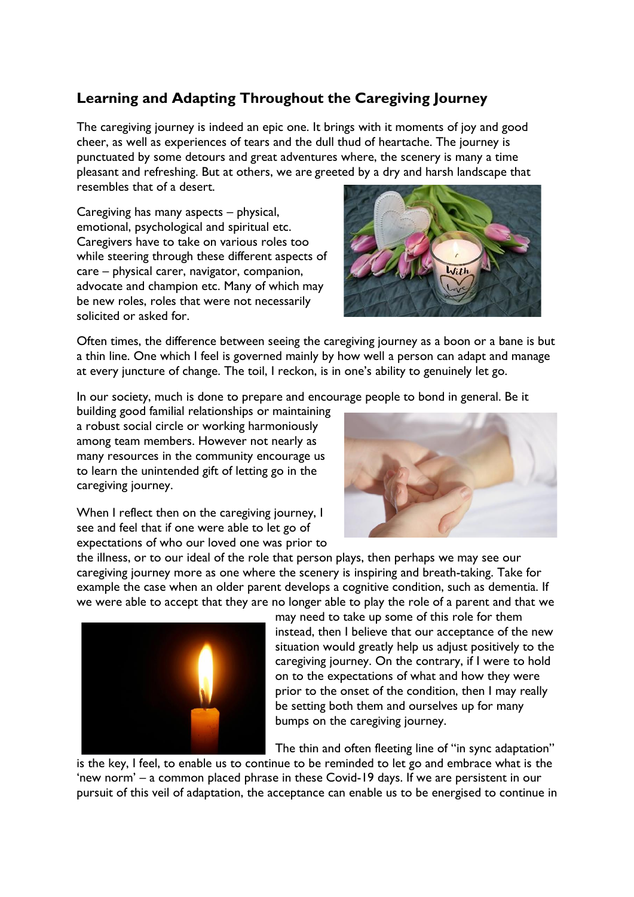## Learning and Adapting Throughout the Caregiving Journey

The caregiving journey is indeed an epic one. It brings with it moments of joy and good cheer, as well as experiences of tears and the dull thud of heartache. The journey is punctuated by some detours and great adventures where, the scenery is many a time pleasant and refreshing. But at others, we are greeted by a dry and harsh landscape that resembles that of a desert.

Caregiving has many aspects – physical, emotional, psychological and spiritual etc. Caregivers have to take on various roles too while steering through these different aspects of care – physical carer, navigator, companion, advocate and champion etc. Many of which may be new roles, roles that were not necessarily solicited or asked for.

Often times, the difference between seeing the caregiving journey as a boon or a bane is but a thin line. One which I feel is governed mainly by how well a person can adapt and manage at every juncture of change. The toil, I reckon, is in one's ability to genuinely let go.

In our society, much is done to prepare and encourage people to bond in general. Be it building good familial relationships or maintaining a robust social circle or working harmoniously among team members. However not nearly as many resources in the community encourage us to learn the unintended gift of letting go in the caregiving journey.

When I reflect then on the caregiving journey, I see and feel that if one were able to let go of expectations of who our loved one was prior to the illness, or to our ideal of the role that person plays, then perhaps we may see our caregiving journey more as one where the scenery is inspiring and breath-taking. Take for example the case when an older parent develops a cognitive condition, such as dementia. If we were able to accept that they are no longer able to play the role of a parent and that we may need to take up some of this role for them instead, then I believe that our acceptance of the new situation would greatly help us adjust positively to the caregiving journey. On the contrary, if I were to hold on to the expectations of what and how they were prior to the onset of the condition, then I may really be setting both them and ourselves up for many bumps on the caregiving journey.

The thin and often fleeting line of "in sync adaptation" is the key, I feel, to enable us to continue to be reminded to let go and embrace what is the 'new norm' – a common placed phrase in these Covid-19 days. If we are persistent in our pursuit of this veil of adaptation, the acceptance can enable us to be energised to continue in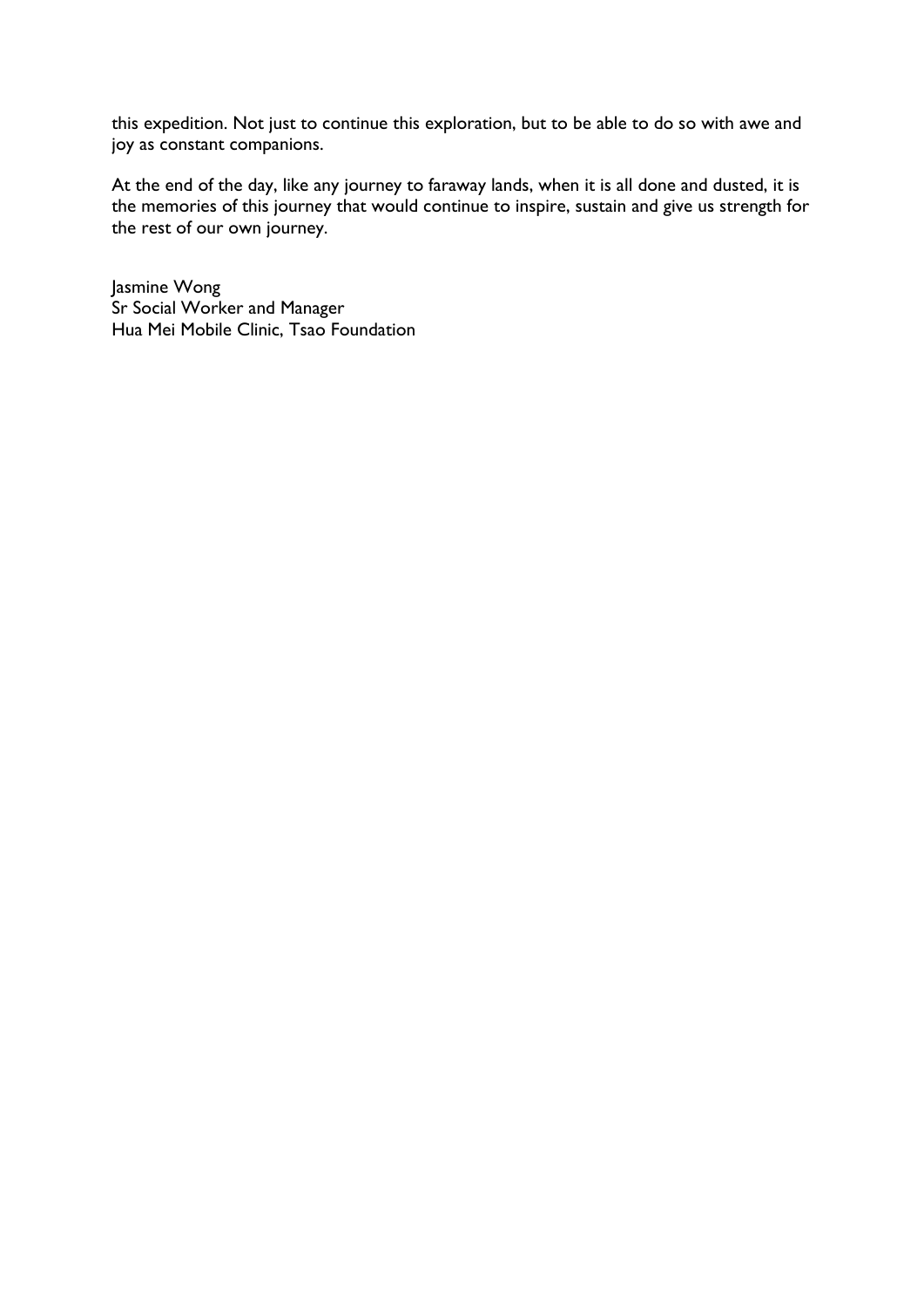this expedition. Not just to continue this exploration, but to be able to do so with awe and joy as constant companions.

At the end of the day, like any journey to faraway lands, when it is all done and dusted, it is the memories of this journey that would continue to inspire, sustain and give us strength for the rest of our own journey.

Jasmine Wong
Sr Social Worker and Manager
Hua Mei Mobile Clinic, Tsao Foundation